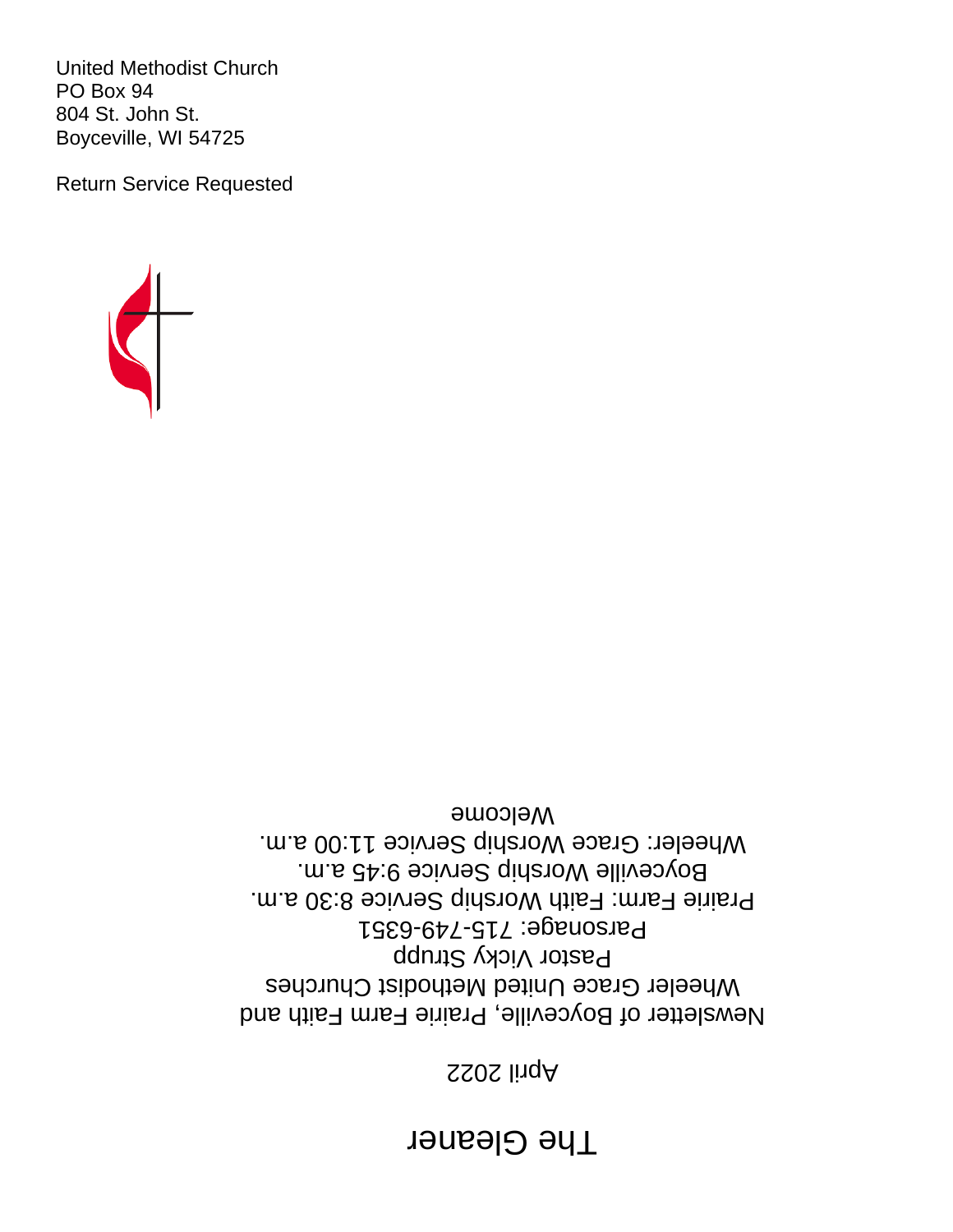United Methodist Church
PO Box 94
804 St. John St.
Boyceville, WI 54725

Return Service Requested

# The Gleaner

April 2022

Newsletter of Boyceville, Prairie Farm Faith and Wheeler Grace United Methodist Churches

Pastor Vicky Strupp

Parsonage: 715-749-6351

Prairie Farm: Faith Worship Service 8:30 a.m.

Boyceville Worship Service 9:45 a.m.

Wheeler: Grace Worship Service 11:00 a.m.

Welcome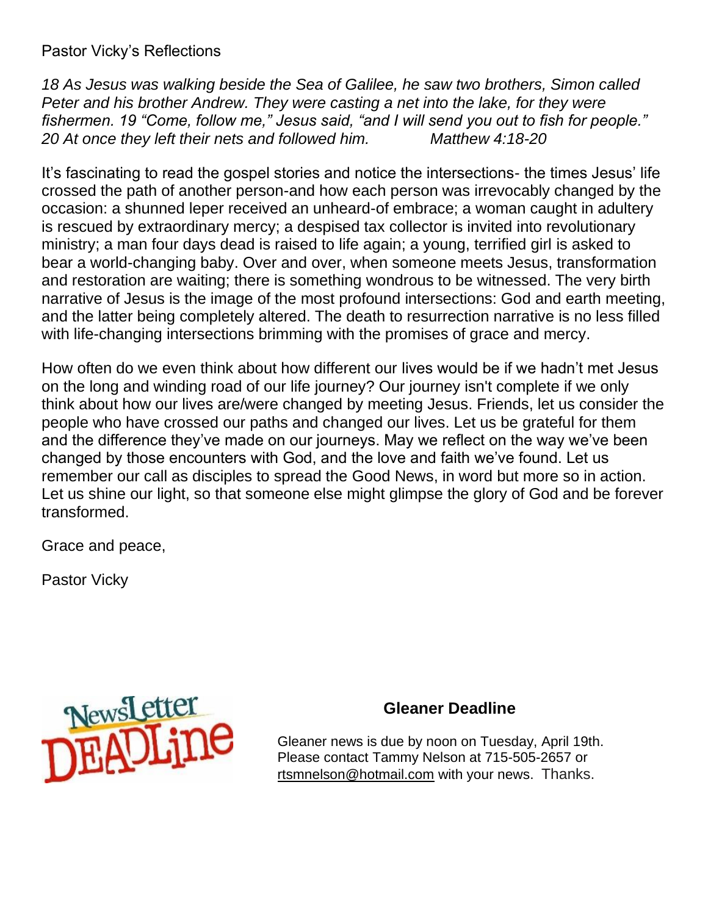## Pastor Vicky's Reflections

*18 As Jesus was walking beside the Sea of Galilee, he saw two brothers, Simon called Peter and his brother Andrew. They were casting a net into the lake, for they were fishermen. 19 "Come, follow me," Jesus said, "and I will send you out to fish for people." 20 At once they left their nets and followed him.* *Matthew 4:18-20*

It's fascinating to read the gospel stories and notice the intersections- the times Jesus' life crossed the path of another person-and how each person was irrevocably changed by the occasion: a shunned leper received an unheard-of embrace; a woman caught in adultery is rescued by extraordinary mercy; a despised tax collector is invited into revolutionary ministry; a man four days dead is raised to life again; a young, terrified girl is asked to bear a world-changing baby. Over and over, when someone meets Jesus, transformation and restoration are waiting; there is something wondrous to be witnessed. The very birth narrative of Jesus is the image of the most profound intersections: God and earth meeting, and the latter being completely altered. The death to resurrection narrative is no less filled with life-changing intersections brimming with the promises of grace and mercy.

How often do we even think about how different our lives would be if we hadn't met Jesus on the long and winding road of our life journey? Our journey isn't complete if we only think about how our lives are/were changed by meeting Jesus. Friends, let us consider the people who have crossed our paths and changed our lives. Let us be grateful for them and the difference they've made on our journeys. May we reflect on the way we've been changed by those encounters with God, and the love and faith we've found. Let us remember our call as disciples to spread the Good News, in word but more so in action. Let us shine our light, so that someone else might glimpse the glory of God and be forever transformed.

Grace and peace,

Pastor Vicky

NewsLetter DEADLine

### Gleaner Deadline

Gleaner news is due by noon on Tuesday, April 19th. Please contact Tammy Nelson at 715-505-2657 or rtsmnelson@hotmail.com with your news. Thanks.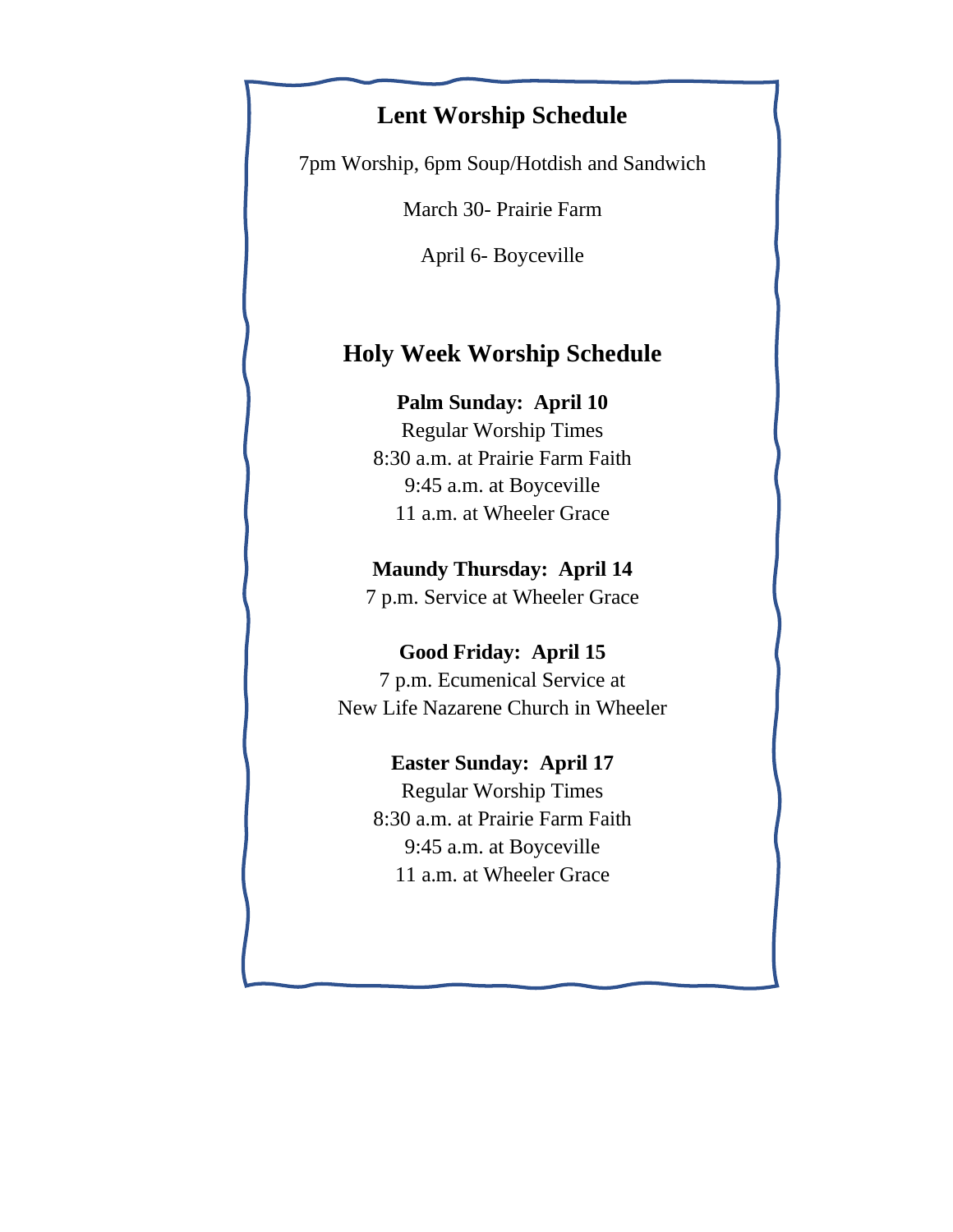## Lent Worship Schedule

7pm Worship, 6pm Soup/Hotdish and Sandwich

March 30- Prairie Farm

April 6- Boyceville

## Holy Week Worship Schedule

**Palm Sunday: April 10**
Regular Worship Times
8:30 a.m. at Prairie Farm Faith
9:45 a.m. at Boyceville
11 a.m. at Wheeler Grace

**Maundy Thursday: April 14**
7 p.m. Service at Wheeler Grace

**Good Friday: April 15**
7 p.m. Ecumenical Service at
New Life Nazarene Church in Wheeler

**Easter Sunday: April 17**
Regular Worship Times
8:30 a.m. at Prairie Farm Faith
9:45 a.m. at Boyceville
11 a.m. at Wheeler Grace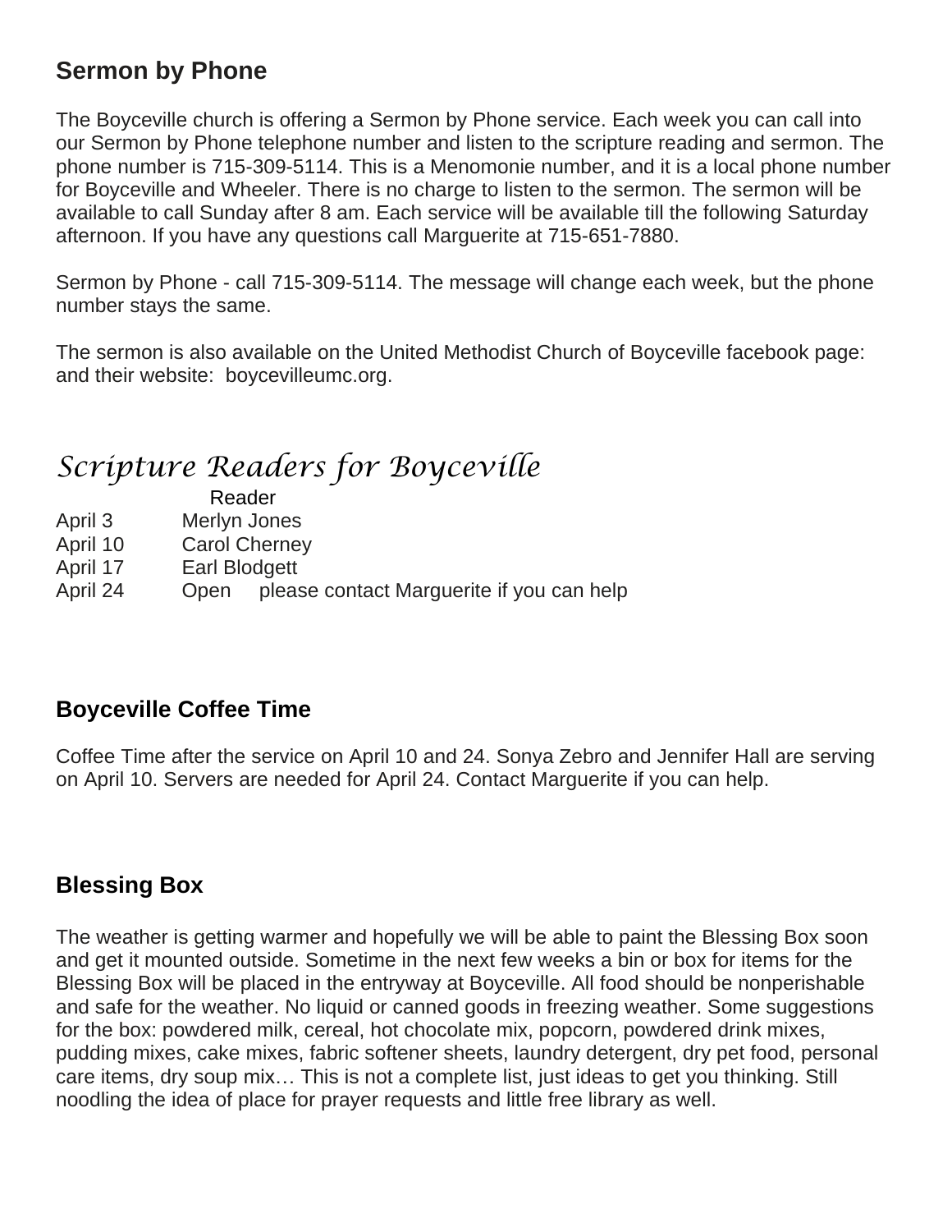## Sermon by Phone

The Boyceville church is offering a Sermon by Phone service. Each week you can call into our Sermon by Phone telephone number and listen to the scripture reading and sermon. The phone number is 715-309-5114. This is a Menomonie number, and it is a local phone number for Boyceville and Wheeler. There is no charge to listen to the sermon. The sermon will be available to call Sunday after 8 am. Each service will be available till the following Saturday afternoon. If you have any questions call Marguerite at 715-651-7880.

Sermon by Phone - call 715-309-5114. The message will change each week, but the phone number stays the same.

The sermon is also available on the United Methodist Church of Boyceville facebook page: and their website: boycevilleumc.org.

## *Scripture Readers for Boyceville*

| | Reader |
|---|---|
| April 3 | Merlyn Jones |
| April 10 | Carol Cherney |
| April 17 | Earl Blodgett |
| April 24 | Open please contact Marguerite if you can help |

## Boyceville Coffee Time

Coffee Time after the service on April 10 and 24. Sonya Zebro and Jennifer Hall are serving on April 10. Servers are needed for April 24. Contact Marguerite if you can help.

## Blessing Box

The weather is getting warmer and hopefully we will be able to paint the Blessing Box soon and get it mounted outside. Sometime in the next few weeks a bin or box for items for the Blessing Box will be placed in the entryway at Boyceville. All food should be nonperishable and safe for the weather. No liquid or canned goods in freezing weather. Some suggestions for the box: powdered milk, cereal, hot chocolate mix, popcorn, powdered drink mixes, pudding mixes, cake mixes, fabric softener sheets, laundry detergent, dry pet food, personal care items, dry soup mix… This is not a complete list, just ideas to get you thinking. Still noodling the idea of place for prayer requests and little free library as well.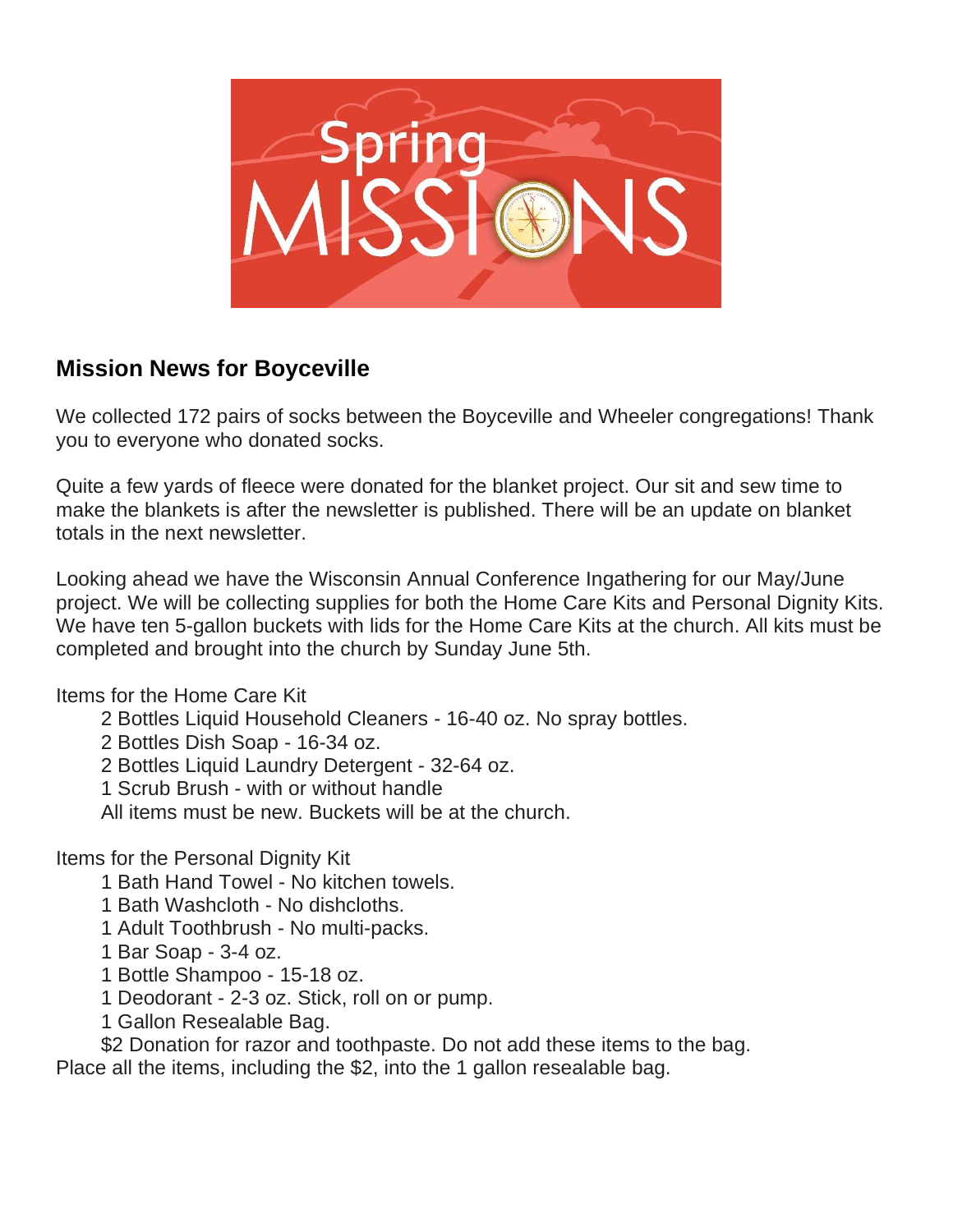## Mission News for Boyceville

We collected 172 pairs of socks between the Boyceville and Wheeler congregations! Thank you to everyone who donated socks.

Quite a few yards of fleece were donated for the blanket project. Our sit and sew time to make the blankets is after the newsletter is published. There will be an update on blanket totals in the next newsletter.

Looking ahead we have the Wisconsin Annual Conference Ingathering for our May/June project. We will be collecting supplies for both the Home Care Kits and Personal Dignity Kits. We have ten 5-gallon buckets with lids for the Home Care Kits at the church. All kits must be completed and brought into the church by Sunday June 5th.

Items for the Home Care Kit

- 2 Bottles Liquid Household Cleaners - 16-40 oz. No spray bottles.
- 2 Bottles Dish Soap - 16-34 oz.
- 2 Bottles Liquid Laundry Detergent - 32-64 oz.
- 1 Scrub Brush - with or without handle
- All items must be new. Buckets will be at the church.

Items for the Personal Dignity Kit

- 1 Bath Hand Towel - No kitchen towels.
- 1 Bath Washcloth - No dishcloths.
- 1 Adult Toothbrush - No multi-packs.
- 1 Bar Soap - 3-4 oz.
- 1 Bottle Shampoo - 15-18 oz.
- 1 Deodorant - 2-3 oz. Stick, roll on or pump.
- 1 Gallon Resealable Bag.
- $2 Donation for razor and toothpaste. Do not add these items to the bag.

Place all the items, including the $2, into the 1 gallon resealable bag.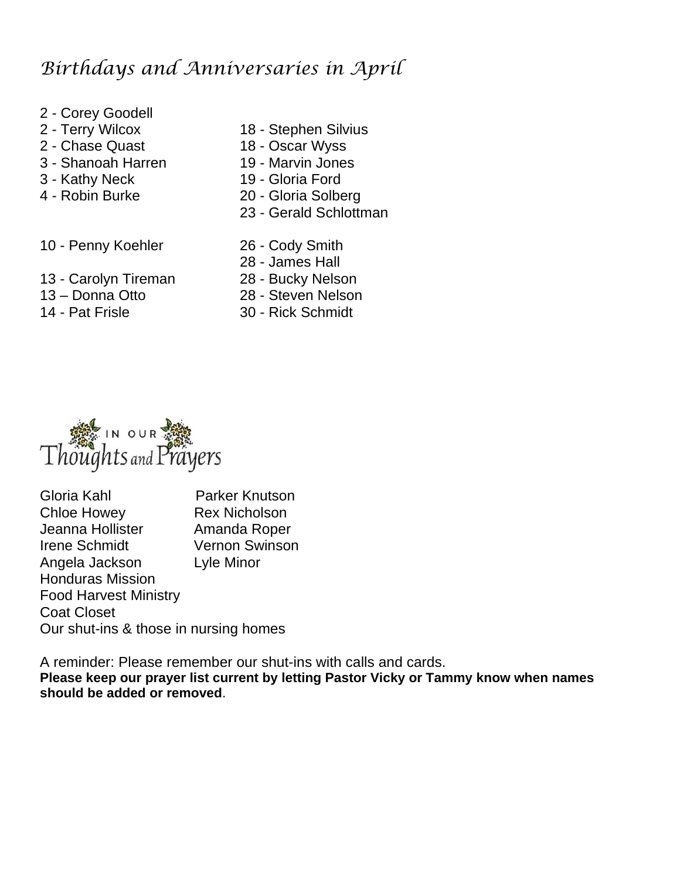# *Birthdays and Anniversaries in April*

- 2 - Corey Goodell
- 2 - Terry Wilcox
- 2 - Chase Quast
- 3 - Shanoah Harren
- 3 - Kathy Neck
- 4 - Robin Burke
- 10 - Penny Koehler
- 13 - Carolyn Tireman
- 13 – Donna Otto
- 14 - Pat Frisle
- 18 - Stephen Silvius
- 18 - Oscar Wyss
- 19 - Marvin Jones
- 19 - Gloria Ford
- 20 - Gloria Solberg
- 23 - Gerald Schlottman
- 26 - Cody Smith
- 28 - James Hall
- 28 - Bucky Nelson
- 28 - Steven Nelson
- 30 - Rick Schmidt

## IN OUR Thoughts and Prayers

- Gloria Kahl
- Chloe Howey
- Jeanna Hollister
- Irene Schmidt
- Angela Jackson
- Parker Knutson
- Rex Nicholson
- Amanda Roper
- Vernon Swinson
- Lyle Minor
- Honduras Mission
- Food Harvest Ministry
- Coat Closet
- Our shut-ins & those in nursing homes

A reminder: Please remember our shut-ins with calls and cards.
**Please keep our prayer list current by letting Pastor Vicky or Tammy know when names should be added or removed**.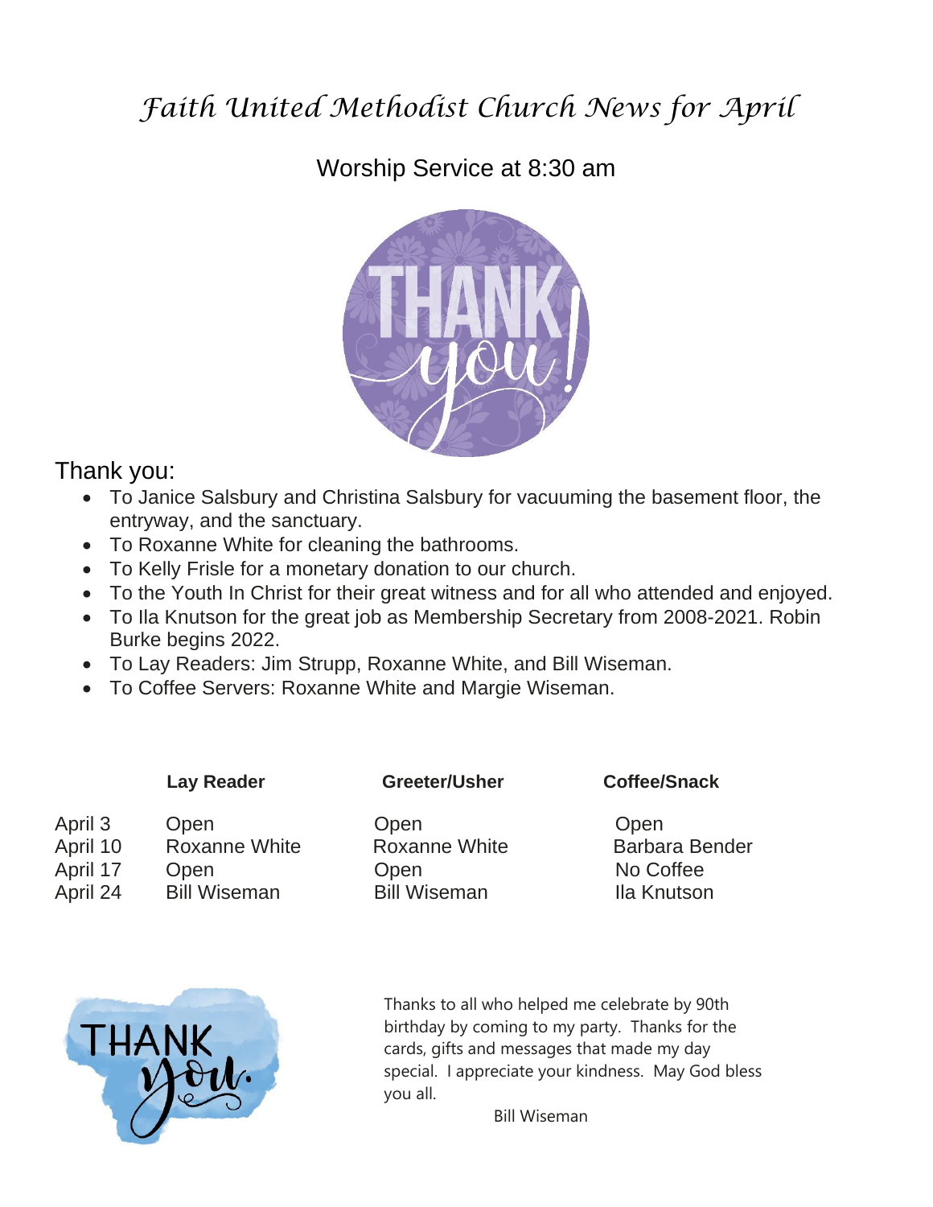# *Faith United Methodist Church News for April*

Worship Service at 8:30 am

Thank you:

- To Janice Salsbury and Christina Salsbury for vacuuming the basement floor, the entryway, and the sanctuary.
- To Roxanne White for cleaning the bathrooms.
- To Kelly Frisle for a monetary donation to our church.
- To the Youth In Christ for their great witness and for all who attended and enjoyed.
- To Ila Knutson for the great job as Membership Secretary from 2008-2021. Robin Burke begins 2022.
- To Lay Readers: Jim Strupp, Roxanne White, and Bill Wiseman.
- To Coffee Servers: Roxanne White and Margie Wiseman.

| | **Lay Reader** | **Greeter/Usher** | **Coffee/Snack** |
|---|---|---|---|
| April 3 | Open | Open | Open |
| April 10 | Roxanne White | Roxanne White | Barbara Bender |
| April 17 | Open | Open | No Coffee |
| April 24 | Bill Wiseman | Bill Wiseman | Ila Knutson |

Thanks to all who helped me celebrate by 90th birthday by coming to my party. Thanks for the cards, gifts and messages that made my day special. I appreciate your kindness. May God bless you all.

Bill Wiseman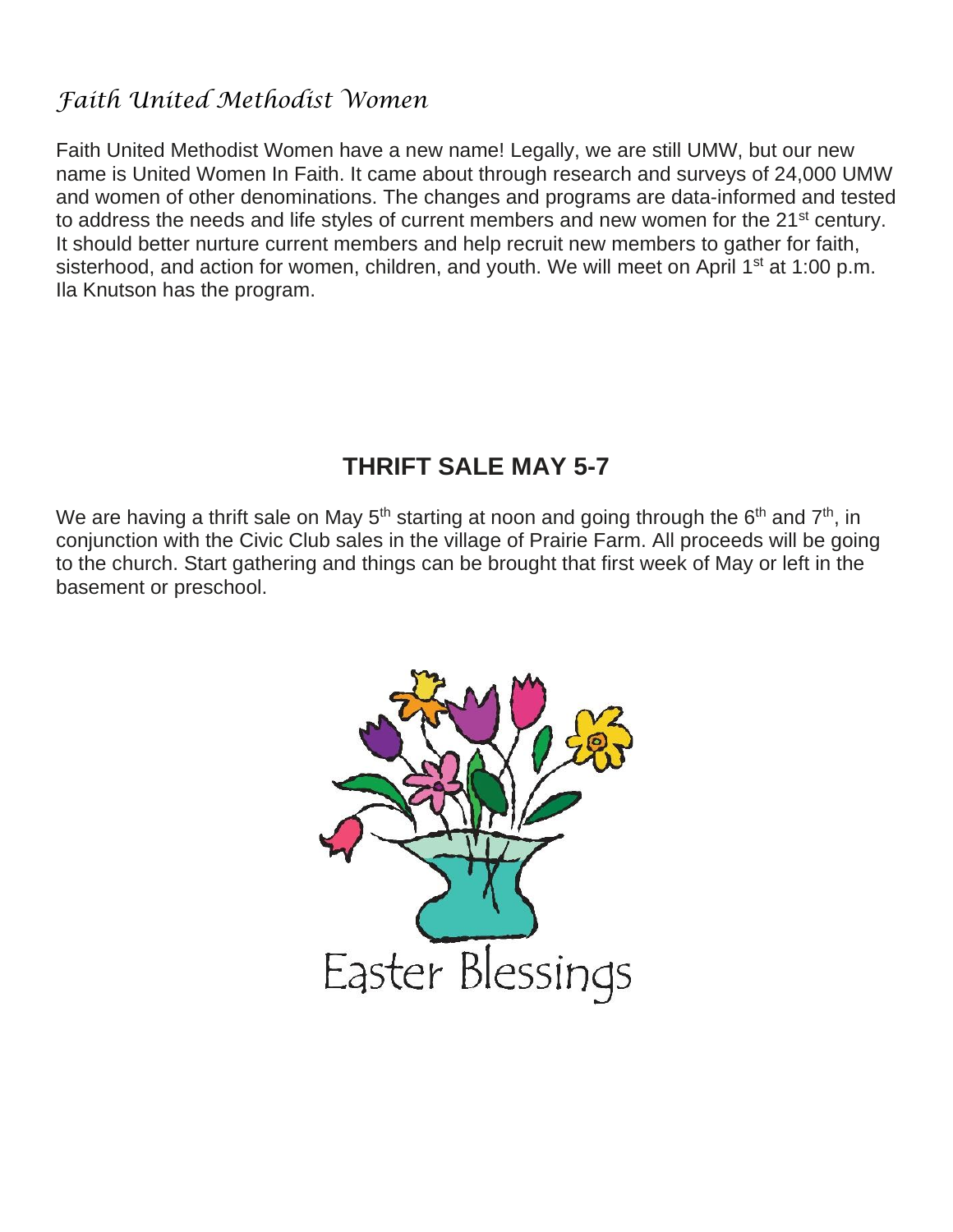## *Faith United Methodist Women*

Faith United Methodist Women have a new name! Legally, we are still UMW, but our new name is United Women In Faith. It came about through research and surveys of 24,000 UMW and women of other denominations. The changes and programs are data-informed and tested to address the needs and life styles of current members and new women for the 21st century. It should better nurture current members and help recruit new members to gather for faith, sisterhood, and action for women, children, and youth. We will meet on April 1st at 1:00 p.m. Ila Knutson has the program.

## THRIFT SALE MAY 5-7

We are having a thrift sale on May 5th starting at noon and going through the 6th and 7th, in conjunction with the Civic Club sales in the village of Prairie Farm. All proceeds will be going to the church. Start gathering and things can be brought that first week of May or left in the basement or preschool.

Easter Blessings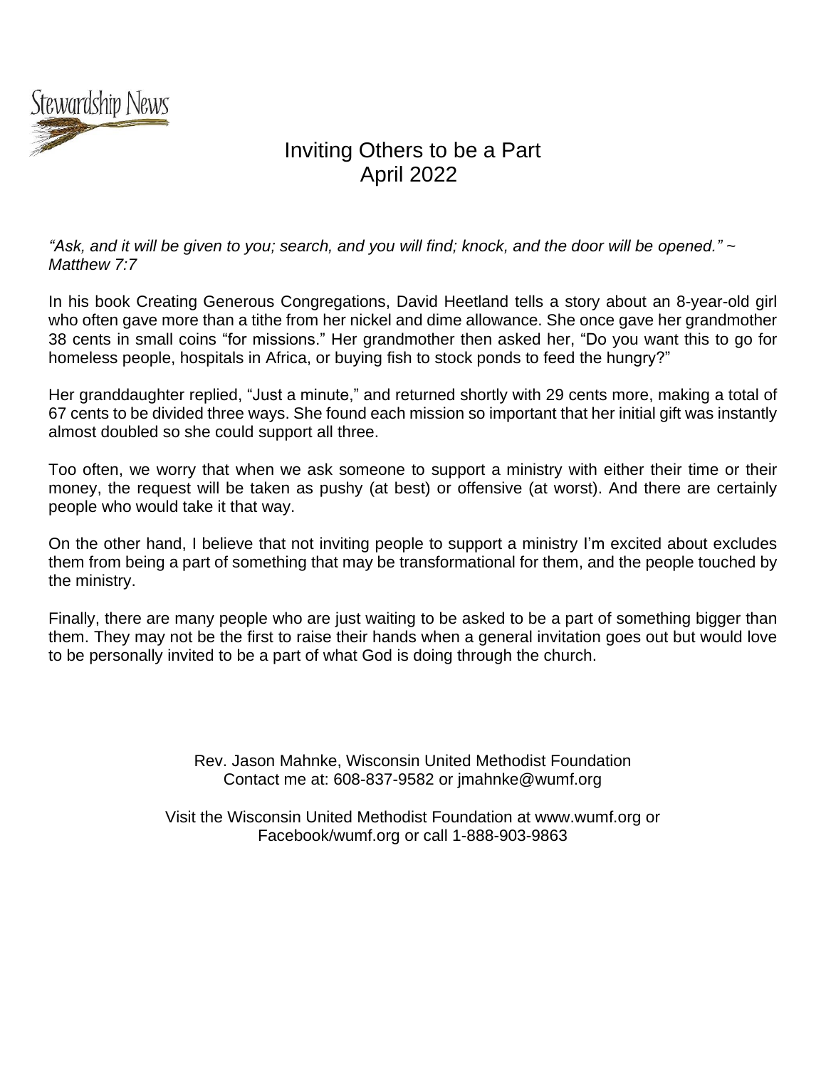Stewardship News

# Inviting Others to be a Part
## April 2022

*"Ask, and it will be given to you; search, and you will find; knock, and the door will be opened." ~ Matthew 7:7*

In his book Creating Generous Congregations, David Heetland tells a story about an 8-year-old girl who often gave more than a tithe from her nickel and dime allowance. She once gave her grandmother 38 cents in small coins "for missions." Her grandmother then asked her, "Do you want this to go for homeless people, hospitals in Africa, or buying fish to stock ponds to feed the hungry?"

Her granddaughter replied, "Just a minute," and returned shortly with 29 cents more, making a total of 67 cents to be divided three ways. She found each mission so important that her initial gift was instantly almost doubled so she could support all three.

Too often, we worry that when we ask someone to support a ministry with either their time or their money, the request will be taken as pushy (at best) or offensive (at worst). And there are certainly people who would take it that way.

On the other hand, I believe that not inviting people to support a ministry I'm excited about excludes them from being a part of something that may be transformational for them, and the people touched by the ministry.

Finally, there are many people who are just waiting to be asked to be a part of something bigger than them. They may not be the first to raise their hands when a general invitation goes out but would love to be personally invited to be a part of what God is doing through the church.

Rev. Jason Mahnke, Wisconsin United Methodist Foundation
Contact me at: 608-837-9582 or jmahnke@wumf.org

Visit the Wisconsin United Methodist Foundation at www.wumf.org or Facebook/wumf.org or call 1-888-903-9863